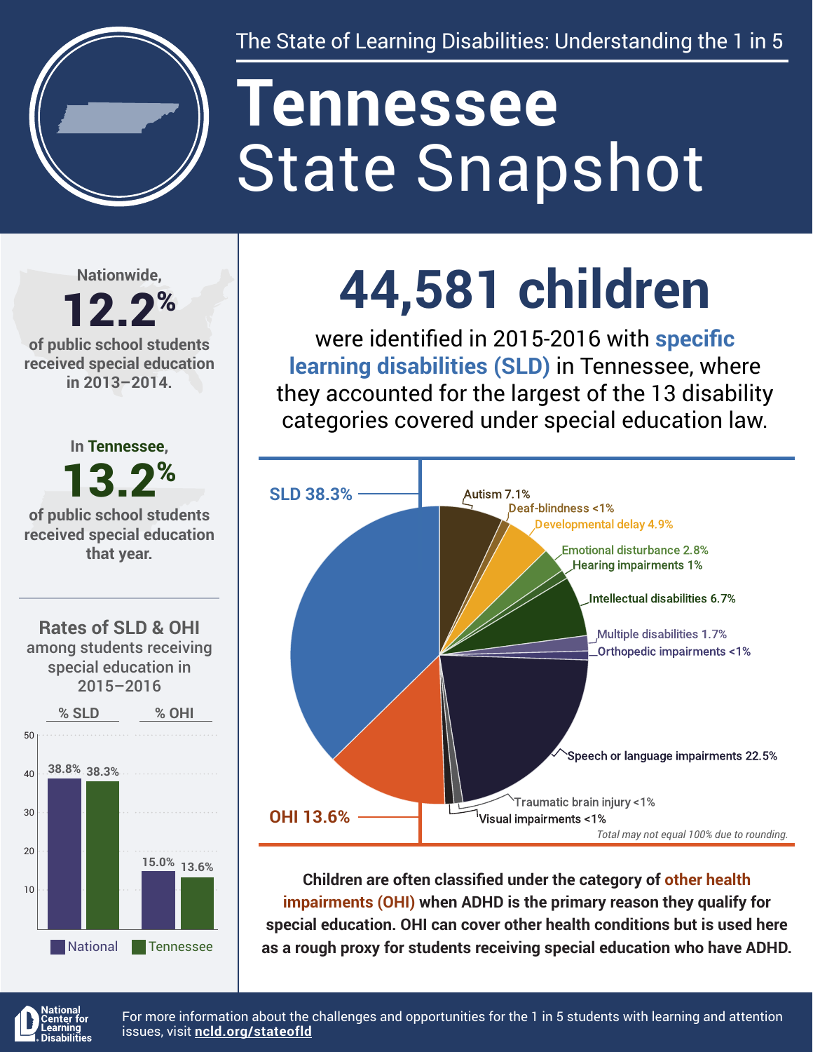The State of Learning Disabilities: Understanding the 1 in 5

# Tennessee State Snapshot

Nationwide,

**12.2%**

of public school students received special education in 2013–2014.

In Tennessee,

**13.2%**

of public school students received special education that year.

## Rates of SLD & OHI among students receiving special education in 2015–2016

| | % SLD | % OHI |
|---|---|---|
| National | 38.8% | 15.0% |
| Tennessee | 38.3% | 13.6% |

## 44,581 children

were identified in 2015-2016 with **specific learning disabilities (SLD)** in Tennessee, where they accounted for the largest of the 13 disability categories covered under special education law.

| Category | Percentage |
|---|---|
| SLD | 38.3% |
| Autism | 7.1% |
| Deaf-blindness | <1% |
| Developmental delay | 4.9% |
| Emotional disturbance | 2.8% |
| Hearing impairments | 1% |
| Intellectual disabilities | 6.7% |
| Multiple disabilities | 1.7% |
| Orthopedic impairments | <1% |
| Speech or language impairments | 22.5% |
| Traumatic brain injury | <1% |
| Visual impairments | <1% |
| OHI | 13.6% |

*Total may not equal 100% due to rounding.*

**Children are often classified under the category of other health impairments (OHI) when ADHD is the primary reason they qualify for special education. OHI can cover other health conditions but is used here as a rough proxy for students receiving special education who have ADHD.**

National Center for Learning Disabilities

For more information about the challenges and opportunities for the 1 in 5 students with learning and attention issues, visit **ncld.org/stateofld**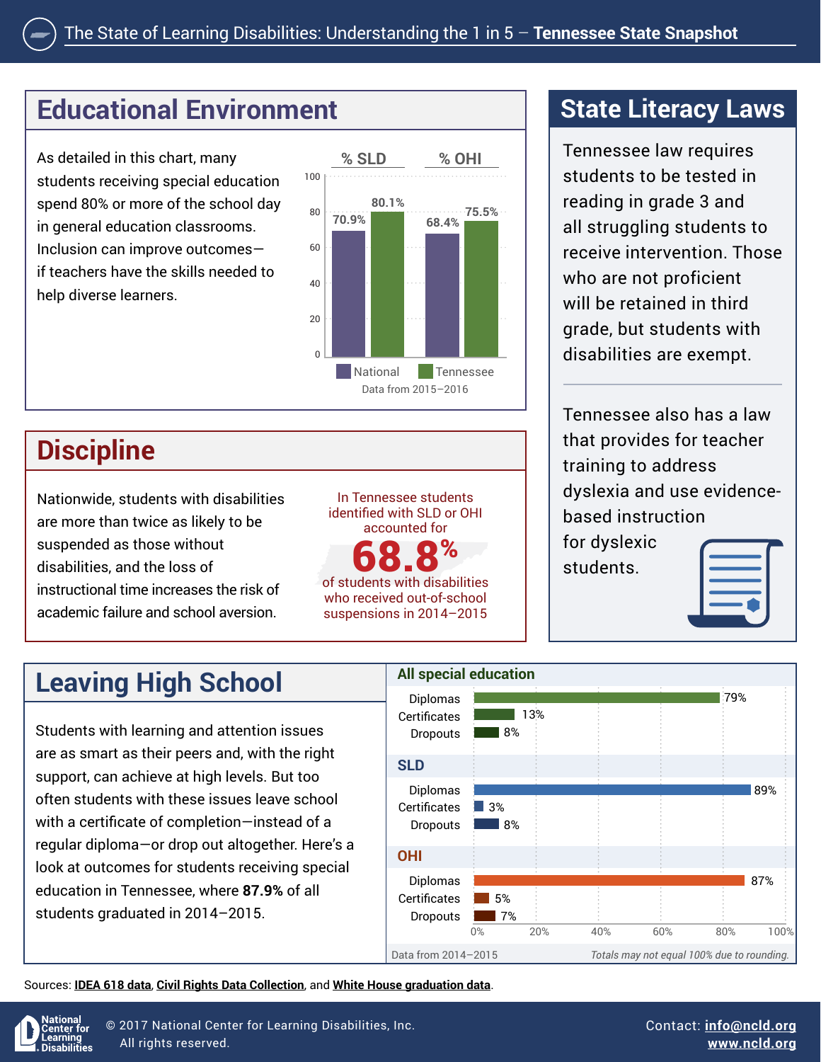The State of Learning Disabilities: Understanding the 1 in 5 – **Tennessee State Snapshot**

## Educational Environment

As detailed in this chart, many students receiving special education spend 80% or more of the school day in general education classrooms. Inclusion can improve outcomes—if teachers have the skills needed to help diverse learners.

% SLD
% OHI

100
80
60
40
20
0

70.9%
80.1%
68.4%
75.5%

National
Tennessee

Data from 2015–2016

## Discipline

Nationwide, students with disabilities are more than twice as likely to be suspended as those without disabilities, and the loss of instructional time increases the risk of academic failure and school aversion.

In Tennessee students identified with SLD or OHI accounted for **68.8%** of students with disabilities who received out-of-school suspensions in 2014–2015

## State Literacy Laws

Tennessee law requires students to be tested in reading in grade 3 and all struggling students to receive intervention. Those who are not proficient will be retained in third grade, but students with disabilities are exempt.

Tennessee also has a law that provides for teacher training to address dyslexia and use evidence-based instruction for dyslexic students.

## Leaving High School

Students with learning and attention issues are as smart as their peers and, with the right support, can achieve at high levels. But too often students with these issues leave school with a certificate of completion—instead of a regular diploma—or drop out altogether. Here's a look at outcomes for students receiving special education in Tennessee, where **87.9%** of all students graduated in 2014–2015.

**All special education**

Diplomas 79%
Certificates 13%
Dropouts 8%

**SLD**

Diplomas 89%
Certificates 3%
Dropouts 8%

**OHI**

Diplomas 87%
Certificates 5%
Dropouts 7%

0% 20% 40% 60% 80% 100%

Data from 2014–2015

*Totals may not equal 100% due to rounding.*

Sources: **IDEA 618 data**, **Civil Rights Data Collection**, and **White House graduation data**.

National Center for Learning Disabilities

© 2017 National Center for Learning Disabilities, Inc. All rights reserved.

Contact: **info@ncld.org** **www.ncld.org**